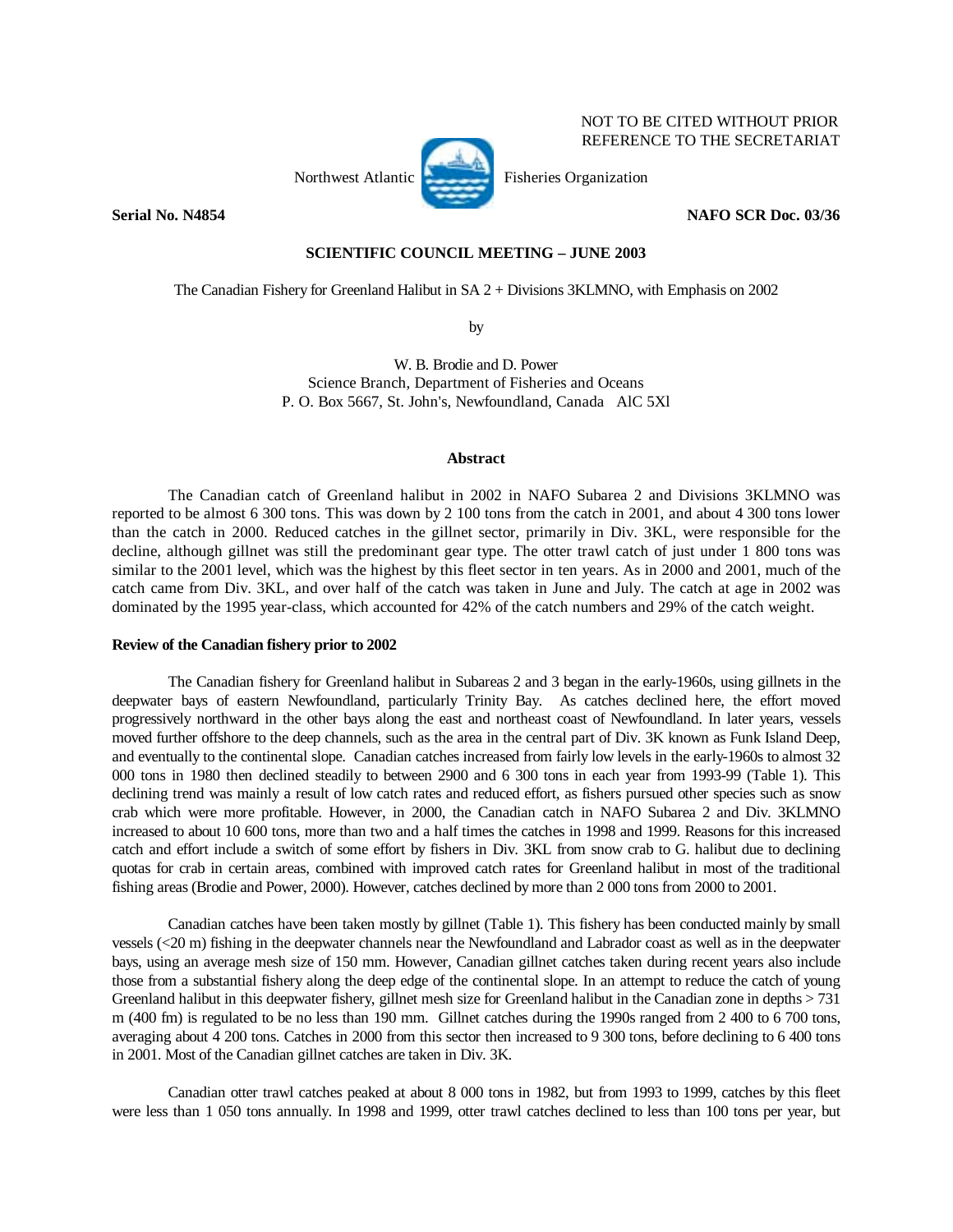NOT TO BE CITED WITHOUT PRIOR
REFERENCE TO THE SECRETARIAT

Northwest Atlantic Fisheries Organization

**Serial No. N4854** **NAFO SCR Doc. 03/36**

**SCIENTIFIC COUNCIL MEETING – JUNE 2003**

The Canadian Fishery for Greenland Halibut in SA 2 + Divisions 3KLMNO, with Emphasis on 2002

by

W. B. Brodie and D. Power
Science Branch, Department of Fisheries and Oceans
P. O. Box 5667, St. John's, Newfoundland, Canada AlC 5Xl

**Abstract**

The Canadian catch of Greenland halibut in 2002 in NAFO Subarea 2 and Divisions 3KLMNO was reported to be almost 6 300 tons. This was down by 2 100 tons from the catch in 2001, and about 4 300 tons lower than the catch in 2000. Reduced catches in the gillnet sector, primarily in Div. 3KL, were responsible for the decline, although gillnet was still the predominant gear type. The otter trawl catch of just under 1 800 tons was similar to the 2001 level, which was the highest by this fleet sector in ten years. As in 2000 and 2001, much of the catch came from Div. 3KL, and over half of the catch was taken in June and July. The catch at age in 2002 was dominated by the 1995 year-class, which accounted for 42% of the catch numbers and 29% of the catch weight.

**Review of the Canadian fishery prior to 2002**

The Canadian fishery for Greenland halibut in Subareas 2 and 3 began in the early-1960s, using gillnets in the deepwater bays of eastern Newfoundland, particularly Trinity Bay. As catches declined here, the effort moved progressively northward in the other bays along the east and northeast coast of Newfoundland. In later years, vessels moved further offshore to the deep channels, such as the area in the central part of Div. 3K known as Funk Island Deep, and eventually to the continental slope. Canadian catches increased from fairly low levels in the early-1960s to almost 32 000 tons in 1980 then declined steadily to between 2900 and 6 300 tons in each year from 1993-99 (Table 1). This declining trend was mainly a result of low catch rates and reduced effort, as fishers pursued other species such as snow crab which were more profitable. However, in 2000, the Canadian catch in NAFO Subarea 2 and Div. 3KLMNO increased to about 10 600 tons, more than two and a half times the catches in 1998 and 1999. Reasons for this increased catch and effort include a switch of some effort by fishers in Div. 3KL from snow crab to G. halibut due to declining quotas for crab in certain areas, combined with improved catch rates for Greenland halibut in most of the traditional fishing areas (Brodie and Power, 2000). However, catches declined by more than 2 000 tons from 2000 to 2001.

Canadian catches have been taken mostly by gillnet (Table 1). This fishery has been conducted mainly by small vessels (<20 m) fishing in the deepwater channels near the Newfoundland and Labrador coast as well as in the deepwater bays, using an average mesh size of 150 mm. However, Canadian gillnet catches taken during recent years also include those from a substantial fishery along the deep edge of the continental slope. In an attempt to reduce the catch of young Greenland halibut in this deepwater fishery, gillnet mesh size for Greenland halibut in the Canadian zone in depths > 731 m (400 fm) is regulated to be no less than 190 mm. Gillnet catches during the 1990s ranged from 2 400 to 6 700 tons, averaging about 4 200 tons. Catches in 2000 from this sector then increased to 9 300 tons, before declining to 6 400 tons in 2001. Most of the Canadian gillnet catches are taken in Div. 3K.

Canadian otter trawl catches peaked at about 8 000 tons in 1982, but from 1993 to 1999, catches by this fleet were less than 1 050 tons annually. In 1998 and 1999, otter trawl catches declined to less than 100 tons per year, but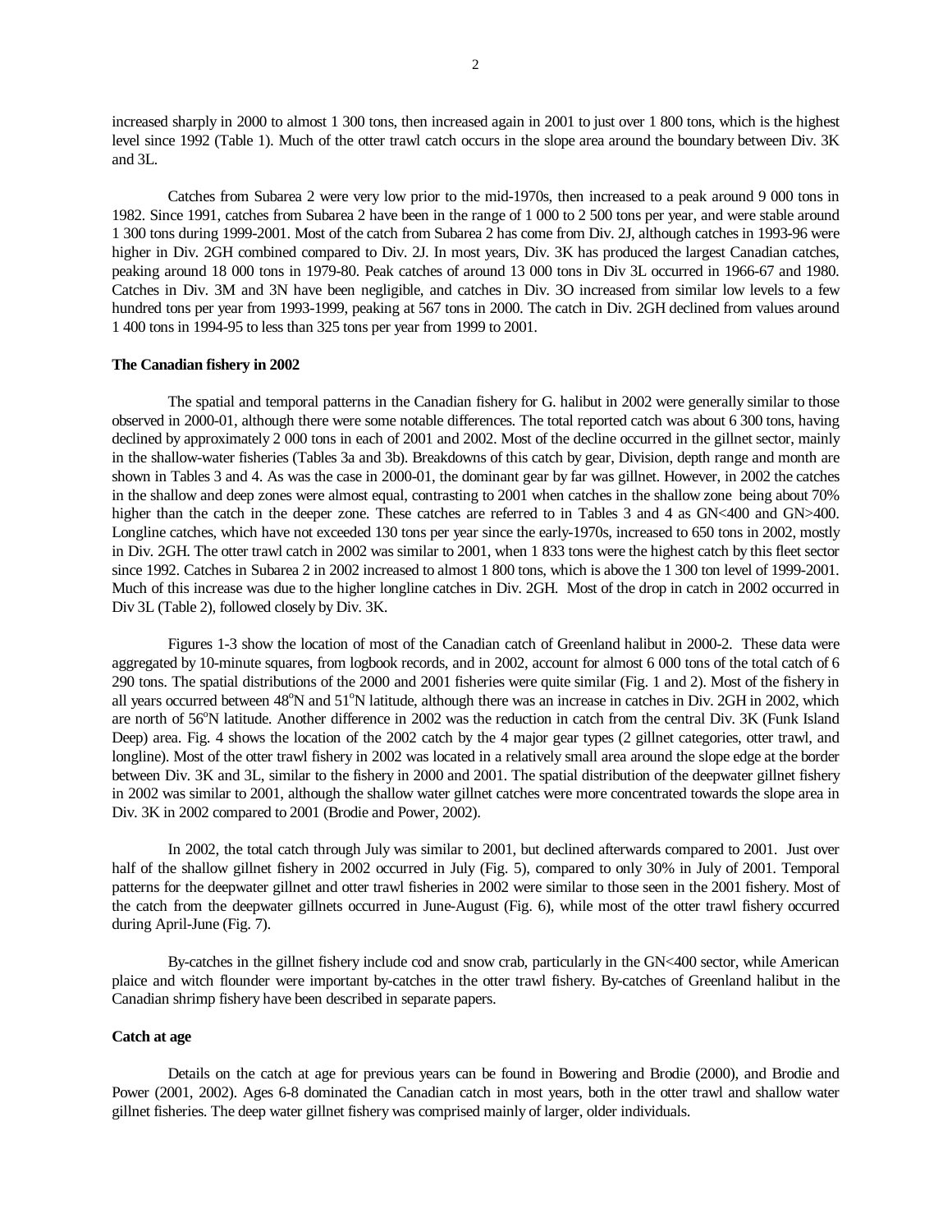increased sharply in 2000 to almost 1 300 tons, then increased again in 2001 to just over 1 800 tons, which is the highest level since 1992 (Table 1). Much of the otter trawl catch occurs in the slope area around the boundary between Div. 3K and 3L.

Catches from Subarea 2 were very low prior to the mid-1970s, then increased to a peak around 9 000 tons in 1982. Since 1991, catches from Subarea 2 have been in the range of 1 000 to 2 500 tons per year, and were stable around 1 300 tons during 1999-2001. Most of the catch from Subarea 2 has come from Div. 2J, although catches in 1993-96 were higher in Div. 2GH combined compared to Div. 2J. In most years, Div. 3K has produced the largest Canadian catches, peaking around 18 000 tons in 1979-80. Peak catches of around 13 000 tons in Div 3L occurred in 1966-67 and 1980. Catches in Div. 3M and 3N have been negligible, and catches in Div. 3O increased from similar low levels to a few hundred tons per year from 1993-1999, peaking at 567 tons in 2000. The catch in Div. 2GH declined from values around 1 400 tons in 1994-95 to less than 325 tons per year from 1999 to 2001.

**The Canadian fishery in 2002**

The spatial and temporal patterns in the Canadian fishery for G. halibut in 2002 were generally similar to those observed in 2000-01, although there were some notable differences. The total reported catch was about 6 300 tons, having declined by approximately 2 000 tons in each of 2001 and 2002. Most of the decline occurred in the gillnet sector, mainly in the shallow-water fisheries (Tables 3a and 3b). Breakdowns of this catch by gear, Division, depth range and month are shown in Tables 3 and 4. As was the case in 2000-01, the dominant gear by far was gillnet. However, in 2002 the catches in the shallow and deep zones were almost equal, contrasting to 2001 when catches in the shallow zone being about 70% higher than the catch in the deeper zone. These catches are referred to in Tables 3 and 4 as GN<400 and GN>400. Longline catches, which have not exceeded 130 tons per year since the early-1970s, increased to 650 tons in 2002, mostly in Div. 2GH. The otter trawl catch in 2002 was similar to 2001, when 1 833 tons were the highest catch by this fleet sector since 1992. Catches in Subarea 2 in 2002 increased to almost 1 800 tons, which is above the 1 300 ton level of 1999-2001. Much of this increase was due to the higher longline catches in Div. 2GH. Most of the drop in catch in 2002 occurred in Div 3L (Table 2), followed closely by Div. 3K.

Figures 1-3 show the location of most of the Canadian catch of Greenland halibut in 2000-2. These data were aggregated by 10-minute squares, from logbook records, and in 2002, account for almost 6 000 tons of the total catch of 6 290 tons. The spatial distributions of the 2000 and 2001 fisheries were quite similar (Fig. 1 and 2). Most of the fishery in all years occurred between 48°N and 51°N latitude, although there was an increase in catches in Div. 2GH in 2002, which are north of 56°N latitude. Another difference in 2002 was the reduction in catch from the central Div. 3K (Funk Island Deep) area. Fig. 4 shows the location of the 2002 catch by the 4 major gear types (2 gillnet categories, otter trawl, and longline). Most of the otter trawl fishery in 2002 was located in a relatively small area around the slope edge at the border between Div. 3K and 3L, similar to the fishery in 2000 and 2001. The spatial distribution of the deepwater gillnet fishery in 2002 was similar to 2001, although the shallow water gillnet catches were more concentrated towards the slope area in Div. 3K in 2002 compared to 2001 (Brodie and Power, 2002).

In 2002, the total catch through July was similar to 2001, but declined afterwards compared to 2001. Just over half of the shallow gillnet fishery in 2002 occurred in July (Fig. 5), compared to only 30% in July of 2001. Temporal patterns for the deepwater gillnet and otter trawl fisheries in 2002 were similar to those seen in the 2001 fishery. Most of the catch from the deepwater gillnets occurred in June-August (Fig. 6), while most of the otter trawl fishery occurred during April-June (Fig. 7).

By-catches in the gillnet fishery include cod and snow crab, particularly in the GN<400 sector, while American plaice and witch flounder were important by-catches in the otter trawl fishery. By-catches of Greenland halibut in the Canadian shrimp fishery have been described in separate papers.

**Catch at age**

Details on the catch at age for previous years can be found in Bowering and Brodie (2000), and Brodie and Power (2001, 2002). Ages 6-8 dominated the Canadian catch in most years, both in the otter trawl and shallow water gillnet fisheries. The deep water gillnet fishery was comprised mainly of larger, older individuals.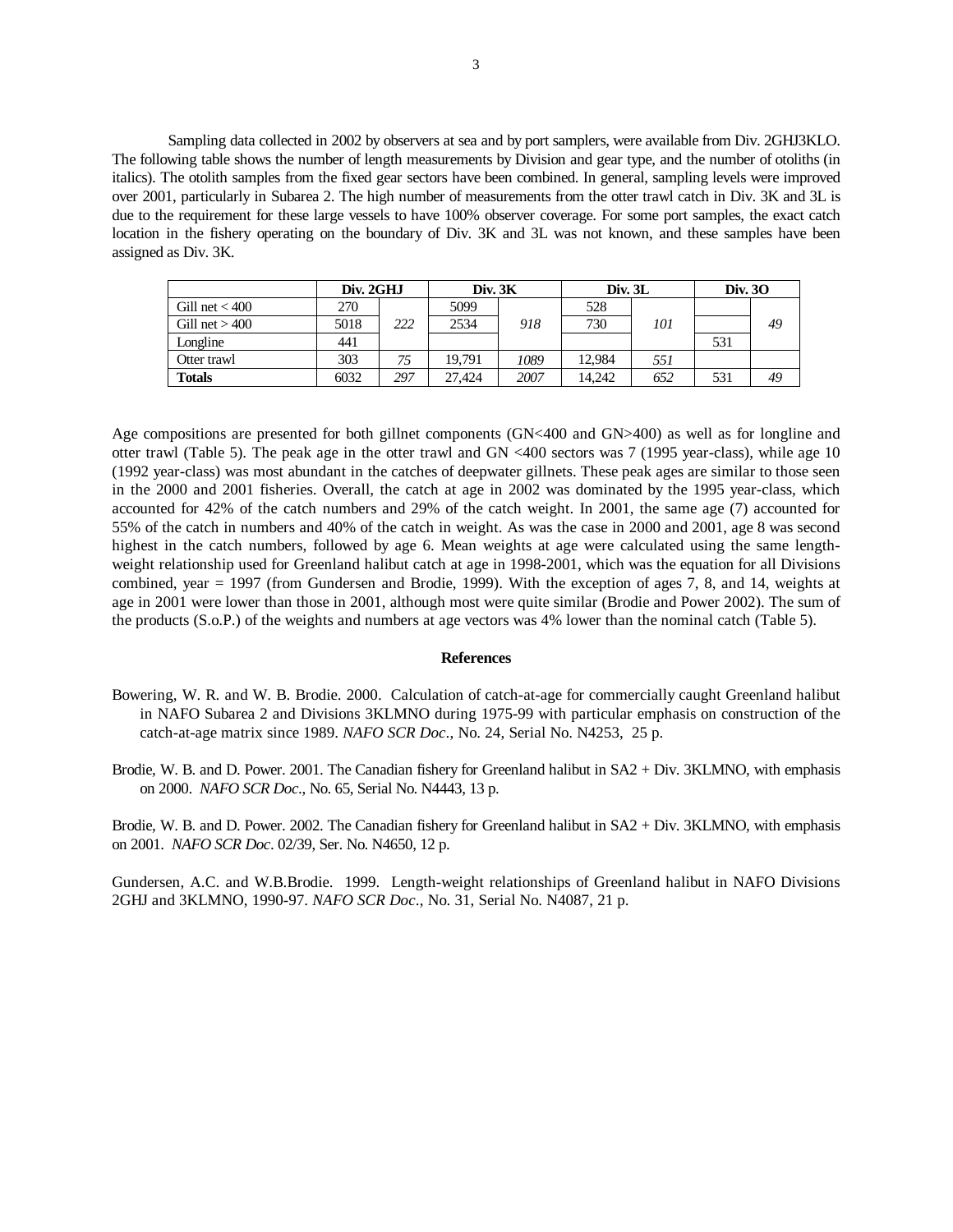Sampling data collected in 2002 by observers at sea and by port samplers, were available from Div. 2GHJ3KLO. The following table shows the number of length measurements by Division and gear type, and the number of otoliths (in italics). The otolith samples from the fixed gear sectors have been combined. In general, sampling levels were improved over 2001, particularly in Subarea 2. The high number of measurements from the otter trawl catch in Div. 3K and 3L is due to the requirement for these large vessels to have 100% observer coverage. For some port samples, the exact catch location in the fishery operating on the boundary of Div. 3K and 3L was not known, and these samples have been assigned as Div. 3K.

| | **Div. 2GHJ** | | **Div. 3K** | | **Div. 3L** | | **Div. 3O** | |
|---|---|---|---|---|---|---|---|---|
| Gill net < 400 | 270 | | 5099 | | 528 | | | |
| Gill net > 400 | 5018 | *222* | 2534 | *918* | 730 | *101* | | *49* |
| Longline | 441 | | | | | | 531 | |
| Otter trawl | 303 | *75* | 19,791 | *1089* | 12,984 | *551* | | |
| **Totals** | 6032 | *297* | 27,424 | *2007* | 14,242 | *652* | 531 | *49* |

Age compositions are presented for both gillnet components (GN<400 and GN>400) as well as for longline and otter trawl (Table 5). The peak age in the otter trawl and GN <400 sectors was 7 (1995 year-class), while age 10 (1992 year-class) was most abundant in the catches of deepwater gillnets. These peak ages are similar to those seen in the 2000 and 2001 fisheries. Overall, the catch at age in 2002 was dominated by the 1995 year-class, which accounted for 42% of the catch numbers and 29% of the catch weight. In 2001, the same age (7) accounted for 55% of the catch in numbers and 40% of the catch in weight. As was the case in 2000 and 2001, age 8 was second highest in the catch numbers, followed by age 6. Mean weights at age were calculated using the same length-weight relationship used for Greenland halibut catch at age in 1998-2001, which was the equation for all Divisions combined, year = 1997 (from Gundersen and Brodie, 1999). With the exception of ages 7, 8, and 14, weights at age in 2001 were lower than those in 2001, although most were quite similar (Brodie and Power 2002). The sum of the products (S.o.P.) of the weights and numbers at age vectors was 4% lower than the nominal catch (Table 5).

## References

Bowering, W. R. and W. B. Brodie. 2000. Calculation of catch-at-age for commercially caught Greenland halibut in NAFO Subarea 2 and Divisions 3KLMNO during 1975-99 with particular emphasis on construction of the catch-at-age matrix since 1989. *NAFO SCR Doc.*, No. 24, Serial No. N4253, 25 p.

Brodie, W. B. and D. Power. 2001. The Canadian fishery for Greenland halibut in SA2 + Div. 3KLMNO, with emphasis on 2000. *NAFO SCR Doc.*, No. 65, Serial No. N4443, 13 p.

Brodie, W. B. and D. Power. 2002. The Canadian fishery for Greenland halibut in SA2 + Div. 3KLMNO, with emphasis on 2001. *NAFO SCR Doc.* 02/39, Ser. No. N4650, 12 p.

Gundersen, A.C. and W.B.Brodie. 1999. Length-weight relationships of Greenland halibut in NAFO Divisions 2GHJ and 3KLMNO, 1990-97. *NAFO SCR Doc.*, No. 31, Serial No. N4087, 21 p.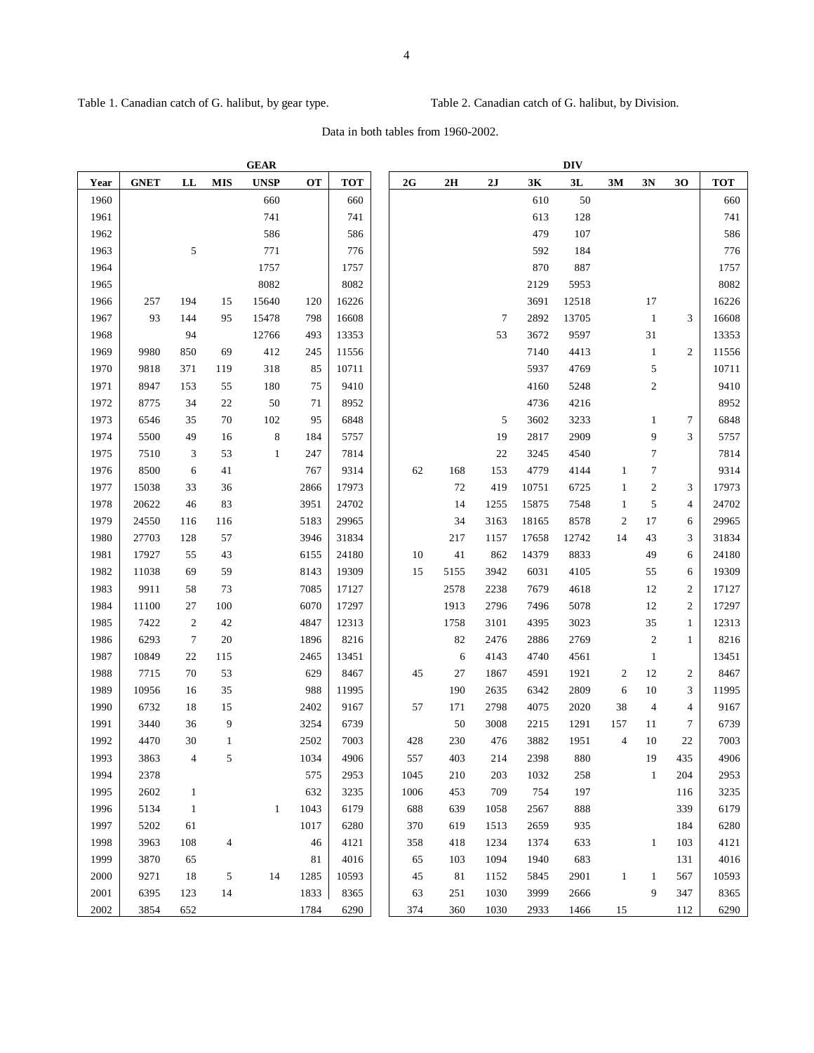Table 1. Canadian catch of G. halibut, by gear type.

Table 2. Canadian catch of G. halibut, by Division.

Data in both tables from 1960-2002.

| | GEAR | | | | | | DIV | | | | | | | | | |
|---|---|---|---|---|---|---|---|---|---|---|---|---|---|---|---|---|
| Year | GNET | LL | MIS | UNSP | OT | TOT | 2G | 2H | 2J | 3K | 3L | 3M | 3N | 3O | TOT |
| 1960 | | | | 660 | | 660 | | | | 610 | 50 | | | | 660 |
| 1961 | | | | 741 | | 741 | | | | 613 | 128 | | | | 741 |
| 1962 | | | | 586 | | 586 | | | | 479 | 107 | | | | 586 |
| 1963 | | 5 | | 771 | | 776 | | | | 592 | 184 | | | | 776 |
| 1964 | | | | 1757 | | 1757 | | | | 870 | 887 | | | | 1757 |
| 1965 | | | | 8082 | | 8082 | | | | 2129 | 5953 | | | | 8082 |
| 1966 | 257 | 194 | 15 | 15640 | 120 | 16226 | | | | 3691 | 12518 | | 17 | | 16226 |
| 1967 | 93 | 144 | 95 | 15478 | 798 | 16608 | | | 7 | 2892 | 13705 | | 1 | 3 | 16608 |
| 1968 | | 94 | | 12766 | 493 | 13353 | | | 53 | 3672 | 9597 | | 31 | | 13353 |
| 1969 | 9980 | 850 | 69 | 412 | 245 | 11556 | | | | 7140 | 4413 | | 1 | 2 | 11556 |
| 1970 | 9818 | 371 | 119 | 318 | 85 | 10711 | | | | 5937 | 4769 | | 5 | | 10711 |
| 1971 | 8947 | 153 | 55 | 180 | 75 | 9410 | | | | 4160 | 5248 | | 2 | | 9410 |
| 1972 | 8775 | 34 | 22 | 50 | 71 | 8952 | | | | 4736 | 4216 | | | | 8952 |
| 1973 | 6546 | 35 | 70 | 102 | 95 | 6848 | | | 5 | 3602 | 3233 | | 1 | 7 | 6848 |
| 1974 | 5500 | 49 | 16 | 8 | 184 | 5757 | | | 19 | 2817 | 2909 | | 9 | 3 | 5757 |
| 1975 | 7510 | 3 | 53 | 1 | 247 | 7814 | | | 22 | 3245 | 4540 | | 7 | | 7814 |
| 1976 | 8500 | 6 | 41 | | 767 | 9314 | 62 | 168 | 153 | 4779 | 4144 | 1 | 7 | | 9314 |
| 1977 | 15038 | 33 | 36 | | 2866 | 17973 | | 72 | 419 | 10751 | 6725 | 1 | 2 | 3 | 17973 |
| 1978 | 20622 | 46 | 83 | | 3951 | 24702 | | 14 | 1255 | 15875 | 7548 | 1 | 5 | 4 | 24702 |
| 1979 | 24550 | 116 | 116 | | 5183 | 29965 | | 34 | 3163 | 18165 | 8578 | 2 | 17 | 6 | 29965 |
| 1980 | 27703 | 128 | 57 | | 3946 | 31834 | | 217 | 1157 | 17658 | 12742 | 14 | 43 | 3 | 31834 |
| 1981 | 17927 | 55 | 43 | | 6155 | 24180 | 10 | 41 | 862 | 14379 | 8833 | | 49 | 6 | 24180 |
| 1982 | 11038 | 69 | 59 | | 8143 | 19309 | 15 | 5155 | 3942 | 6031 | 4105 | | 55 | 6 | 19309 |
| 1983 | 9911 | 58 | 73 | | 7085 | 17127 | | 2578 | 2238 | 7679 | 4618 | | 12 | 2 | 17127 |
| 1984 | 11100 | 27 | 100 | | 6070 | 17297 | | 1913 | 2796 | 7496 | 5078 | | 12 | 2 | 17297 |
| 1985 | 7422 | 2 | 42 | | 4847 | 12313 | | 1758 | 3101 | 4395 | 3023 | | 35 | 1 | 12313 |
| 1986 | 6293 | 7 | 20 | | 1896 | 8216 | | 82 | 2476 | 2886 | 2769 | | 2 | 1 | 8216 |
| 1987 | 10849 | 22 | 115 | | 2465 | 13451 | | 6 | 4143 | 4740 | 4561 | | 1 | | 13451 |
| 1988 | 7715 | 70 | 53 | | 629 | 8467 | 45 | 27 | 1867 | 4591 | 1921 | 2 | 12 | 2 | 8467 |
| 1989 | 10956 | 16 | 35 | | 988 | 11995 | | 190 | 2635 | 6342 | 2809 | 6 | 10 | 3 | 11995 |
| 1990 | 6732 | 18 | 15 | | 2402 | 9167 | 57 | 171 | 2798 | 4075 | 2020 | 38 | 4 | 4 | 9167 |
| 1991 | 3440 | 36 | 9 | | 3254 | 6739 | | 50 | 3008 | 2215 | 1291 | 157 | 11 | 7 | 6739 |
| 1992 | 4470 | 30 | 1 | | 2502 | 7003 | 428 | 230 | 476 | 3882 | 1951 | 4 | 10 | 22 | 7003 |
| 1993 | 3863 | 4 | 5 | | 1034 | 4906 | 557 | 403 | 214 | 2398 | 880 | | 19 | 435 | 4906 |
| 1994 | 2378 | | | | 575 | 2953 | 1045 | 210 | 203 | 1032 | 258 | | 1 | 204 | 2953 |
| 1995 | 2602 | 1 | | | 632 | 3235 | 1006 | 453 | 709 | 754 | 197 | | | 116 | 3235 |
| 1996 | 5134 | 1 | | 1 | 1043 | 6179 | 688 | 639 | 1058 | 2567 | 888 | | | 339 | 6179 |
| 1997 | 5202 | 61 | | | 1017 | 6280 | 370 | 619 | 1513 | 2659 | 935 | | | 184 | 6280 |
| 1998 | 3963 | 108 | 4 | | 46 | 4121 | 358 | 418 | 1234 | 1374 | 633 | | 1 | 103 | 4121 |
| 1999 | 3870 | 65 | | | 81 | 4016 | 65 | 103 | 1094 | 1940 | 683 | | | 131 | 4016 |
| 2000 | 9271 | 18 | 5 | 14 | 1285 | 10593 | 45 | 81 | 1152 | 5845 | 2901 | 1 | 1 | 567 | 10593 |
| 2001 | 6395 | 123 | 14 | | 1833 | 8365 | 63 | 251 | 1030 | 3999 | 2666 | | 9 | 347 | 8365 |
| 2002 | 3854 | 652 | | | 1784 | 6290 | 374 | 360 | 1030 | 2933 | 1466 | 15 | | 112 | 6290 |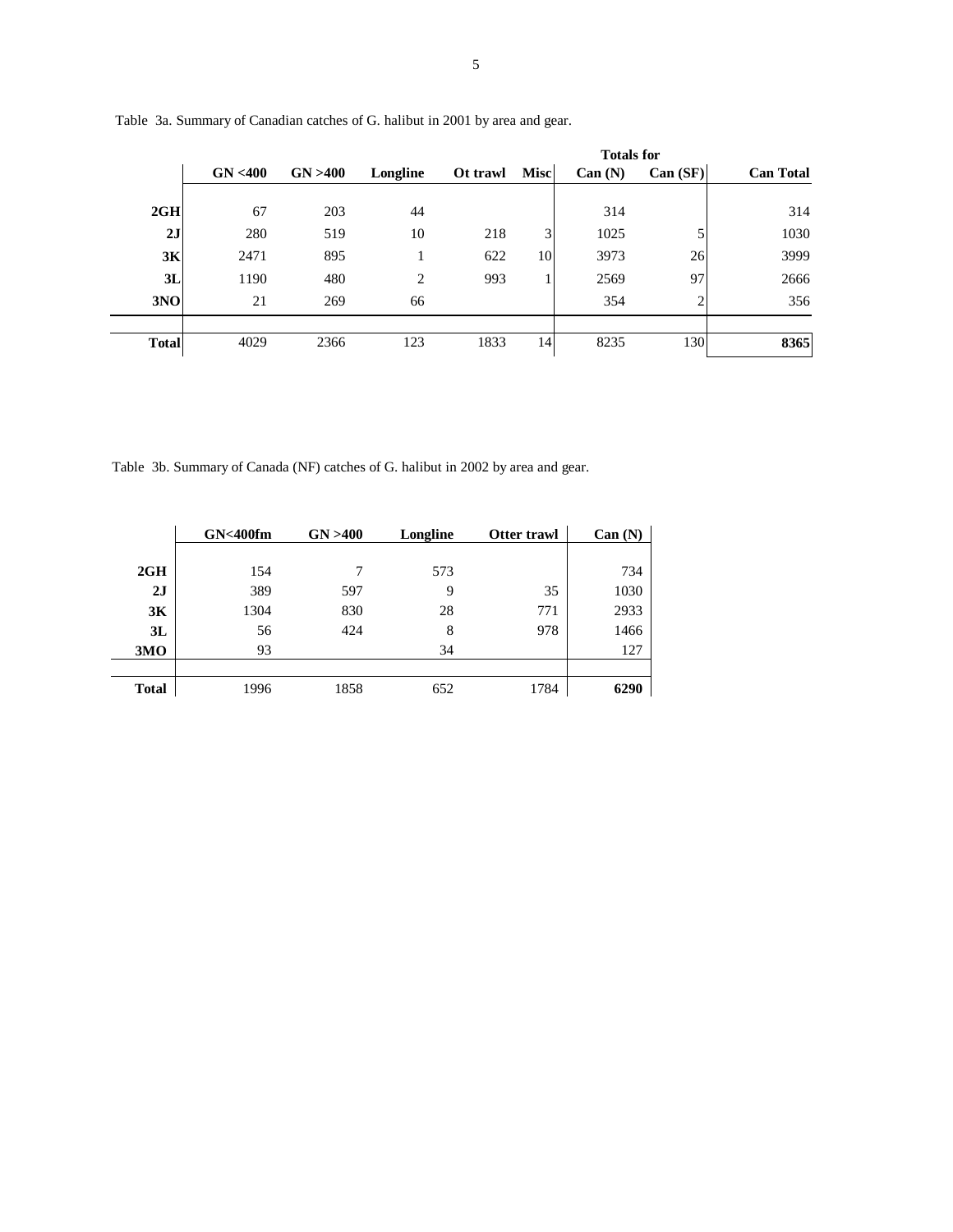Table 3a. Summary of Canadian catches of G. halibut in 2001 by area and gear.

| | GN <400 | GN >400 | Longline | Ot trawl | Misc | Totals for Can (N) | Can (SF) | Can Total |
|---|---|---|---|---|---|---|---|---|
| **2GH** | 67 | 203 | 44 | | | 314 | | 314 |
| **2J** | 280 | 519 | 10 | 218 | 3 | 1025 | 5 | 1030 |
| **3K** | 2471 | 895 | 1 | 622 | 10 | 3973 | 26 | 3999 |
| **3L** | 1190 | 480 | 2 | 993 | 1 | 2569 | 97 | 2666 |
| **3NO** | 21 | 269 | 66 | | | 354 | 2 | 356 |
| **Total** | 4029 | 2366 | 123 | 1833 | 14 | 8235 | 130 | **8365** |

Table 3b. Summary of Canada (NF) catches of G. halibut in 2002 by area and gear.

| | GN<400fm | GN >400 | Longline | Otter trawl | Can (N) |
|---|---|---|---|---|---|
| **2GH** | 154 | 7 | 573 | | 734 |
| **2J** | 389 | 597 | 9 | 35 | 1030 |
| **3K** | 1304 | 830 | 28 | 771 | 2933 |
| **3L** | 56 | 424 | 8 | 978 | 1466 |
| **3MO** | 93 | | 34 | | 127 |
| **Total** | 1996 | 1858 | 652 | 1784 | **6290** |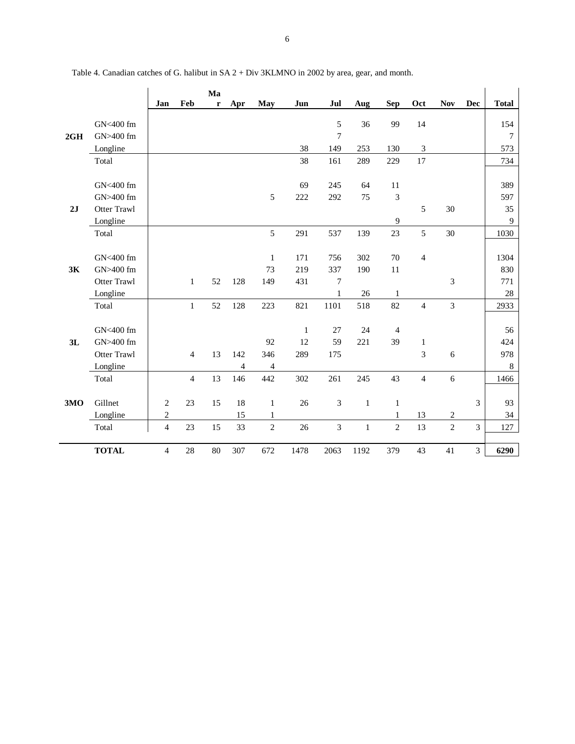Table 4. Canadian catches of G. halibut in SA 2 + Div 3KLMNO in 2002 by area, gear, and month.

| | | Jan | Feb | Mar | Apr | May | Jun | Jul | Aug | Sep | Oct | Nov | Dec | Total |
|---|---|---|---|---|---|---|---|---|---|---|---|---|---|---|
| | GN<400 fm | | | | | | | 5 | 36 | 99 | 14 | | | 154 |
| **2GH** | GN>400 fm | | | | | | | 7 | | | | | | 7 |
| | Longline | | | | | | 38 | 149 | 253 | 130 | 3 | | | 573 |
| | Total | | | | | | 38 | 161 | 289 | 229 | 17 | | | 734 |
| | GN<400 fm | | | | | | 69 | 245 | 64 | 11 | | | | 389 |
| | GN>400 fm | | | | | 5 | 222 | 292 | 75 | 3 | | | | 597 |
| **2J** | Otter Trawl | | | | | | | | | | 5 | 30 | | 35 |
| | Longline | | | | | | | | | 9 | | | | 9 |
| | Total | | | | | 5 | 291 | 537 | 139 | 23 | 5 | 30 | | 1030 |
| | GN<400 fm | | | | | 1 | 171 | 756 | 302 | 70 | 4 | | | 1304 |
| **3K** | GN>400 fm | | | | | 73 | 219 | 337 | 190 | 11 | | | | 830 |
| | Otter Trawl | | 1 | 52 | 128 | 149 | 431 | 7 | | | | 3 | | 771 |
| | Longline | | | | | | | 1 | 26 | 1 | | | | 28 |
| | Total | | 1 | 52 | 128 | 223 | 821 | 1101 | 518 | 82 | 4 | 3 | | 2933 |
| | GN<400 fm | | | | | | 1 | 27 | 24 | 4 | | | | 56 |
| **3L** | GN>400 fm | | | | | 92 | 12 | 59 | 221 | 39 | 1 | | | 424 |
| | Otter Trawl | | 4 | 13 | 142 | 346 | 289 | 175 | | | 3 | 6 | | 978 |
| | Longline | | | | 4 | 4 | | | | | | | | 8 |
| | Total | | 4 | 13 | 146 | 442 | 302 | 261 | 245 | 43 | 4 | 6 | | 1466 |
| **3MO** | Gillnet | 2 | 23 | 15 | 18 | 1 | 26 | 3 | 1 | 1 | | | 3 | 93 |
| | Longline | 2 | | | 15 | 1 | | | | 1 | 13 | 2 | | 34 |
| | Total | 4 | 23 | 15 | 33 | 2 | 26 | 3 | 1 | 2 | 13 | 2 | 3 | 127 |
| | **TOTAL** | 4 | 28 | 80 | 307 | 672 | 1478 | 2063 | 1192 | 379 | 43 | 41 | 3 | **6290** |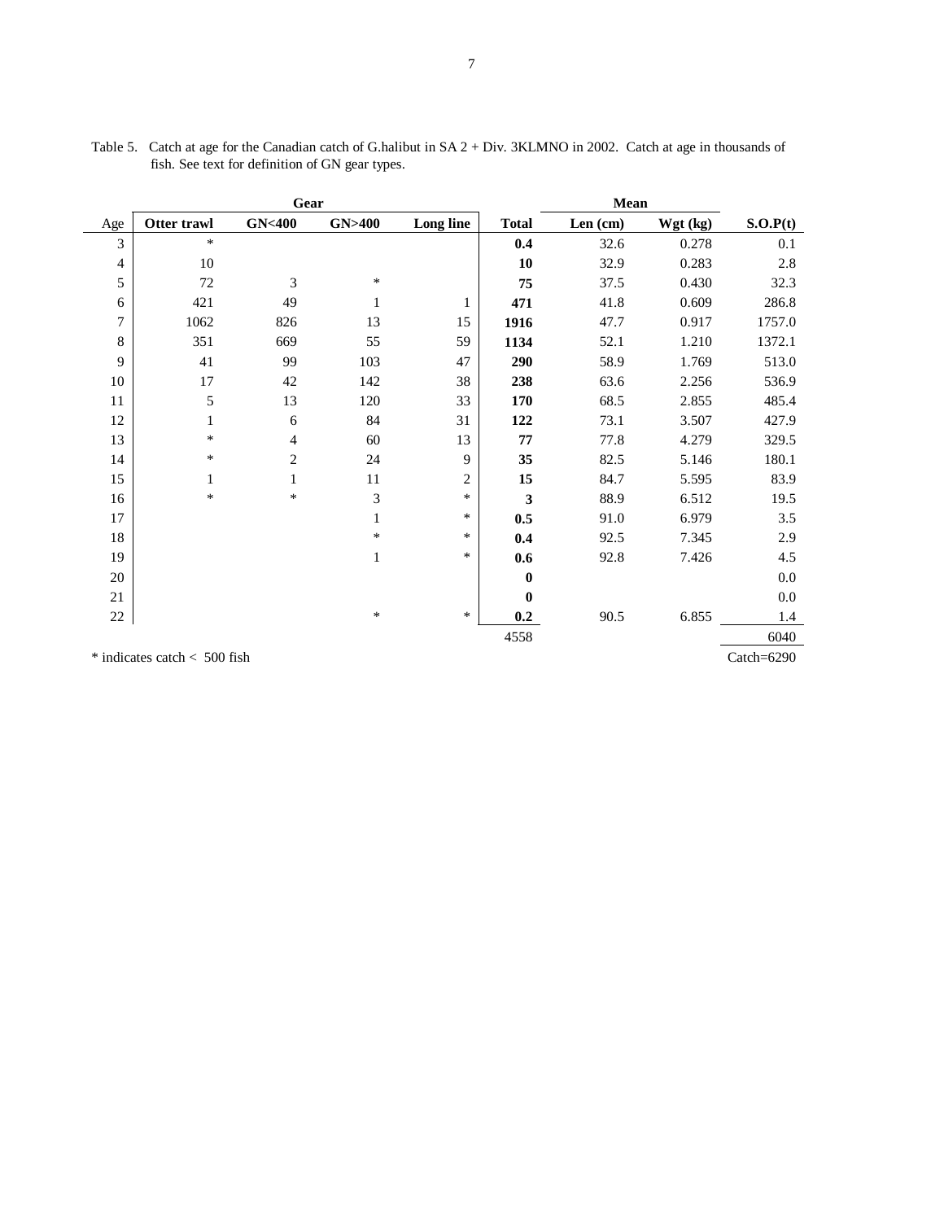Table 5. Catch at age for the Canadian catch of G.halibut in SA 2 + Div. 3KLMNO in 2002. Catch at age in thousands of fish. See text for definition of GN gear types.

| | Gear | | | | | Mean | | |
|---|---|---|---|---|---|---|---|---|
| Age | **Otter trawl** | **GN<400** | **GN>400** | **Long line** | **Total** | **Len (cm)** | **Wgt (kg)** | **S.O.P(t)** |
| 3 | * | | | | **0.4** | 32.6 | 0.278 | 0.1 |
| 4 | 10 | | | | **10** | 32.9 | 0.283 | 2.8 |
| 5 | 72 | 3 | * | | **75** | 37.5 | 0.430 | 32.3 |
| 6 | 421 | 49 | 1 | 1 | **471** | 41.8 | 0.609 | 286.8 |
| 7 | 1062 | 826 | 13 | 15 | **1916** | 47.7 | 0.917 | 1757.0 |
| 8 | 351 | 669 | 55 | 59 | **1134** | 52.1 | 1.210 | 1372.1 |
| 9 | 41 | 99 | 103 | 47 | **290** | 58.9 | 1.769 | 513.0 |
| 10 | 17 | 42 | 142 | 38 | **238** | 63.6 | 2.256 | 536.9 |
| 11 | 5 | 13 | 120 | 33 | **170** | 68.5 | 2.855 | 485.4 |
| 12 | 1 | 6 | 84 | 31 | **122** | 73.1 | 3.507 | 427.9 |
| 13 | * | 4 | 60 | 13 | **77** | 77.8 | 4.279 | 329.5 |
| 14 | * | 2 | 24 | 9 | **35** | 82.5 | 5.146 | 180.1 |
| 15 | 1 | 1 | 11 | 2 | **15** | 84.7 | 5.595 | 83.9 |
| 16 | * | * | 3 | * | **3** | 88.9 | 6.512 | 19.5 |
| 17 | | | 1 | * | **0.5** | 91.0 | 6.979 | 3.5 |
| 18 | | | * | * | **0.4** | 92.5 | 7.345 | 2.9 |
| 19 | | | 1 | * | **0.6** | 92.8 | 7.426 | 4.5 |
| 20 | | | | | **0** | | | 0.0 |
| 21 | | | | | **0** | | | 0.0 |
| 22 | | | * | * | **0.2** | 90.5 | 6.855 | 1.4 |
| | | | | | 4558 | | | 6040 |

* indicates catch < 500 fish

Catch=6290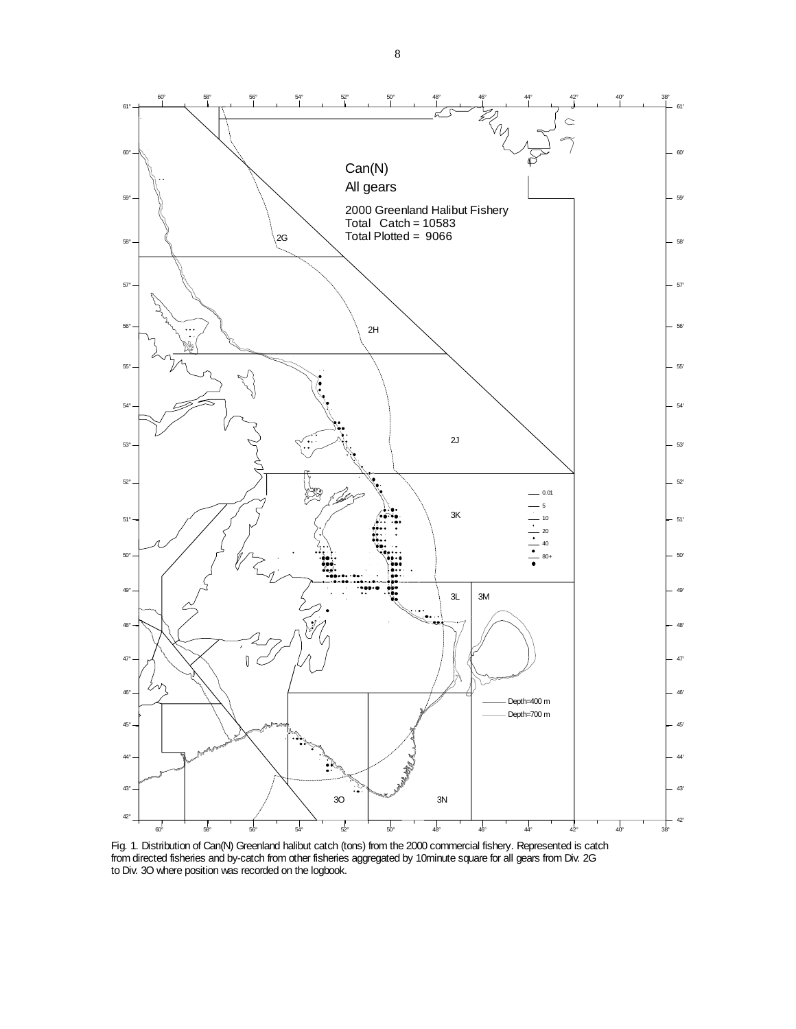Fig. 1. Distribution of Can(N) Greenland halibut catch (tons) from the 2000 commercial fishery. Represented is catch from directed fisheries and by-catch from other fisheries aggregated by 10minute square for all gears from Div. 2G to Div. 3O where position was recorded on the logbook.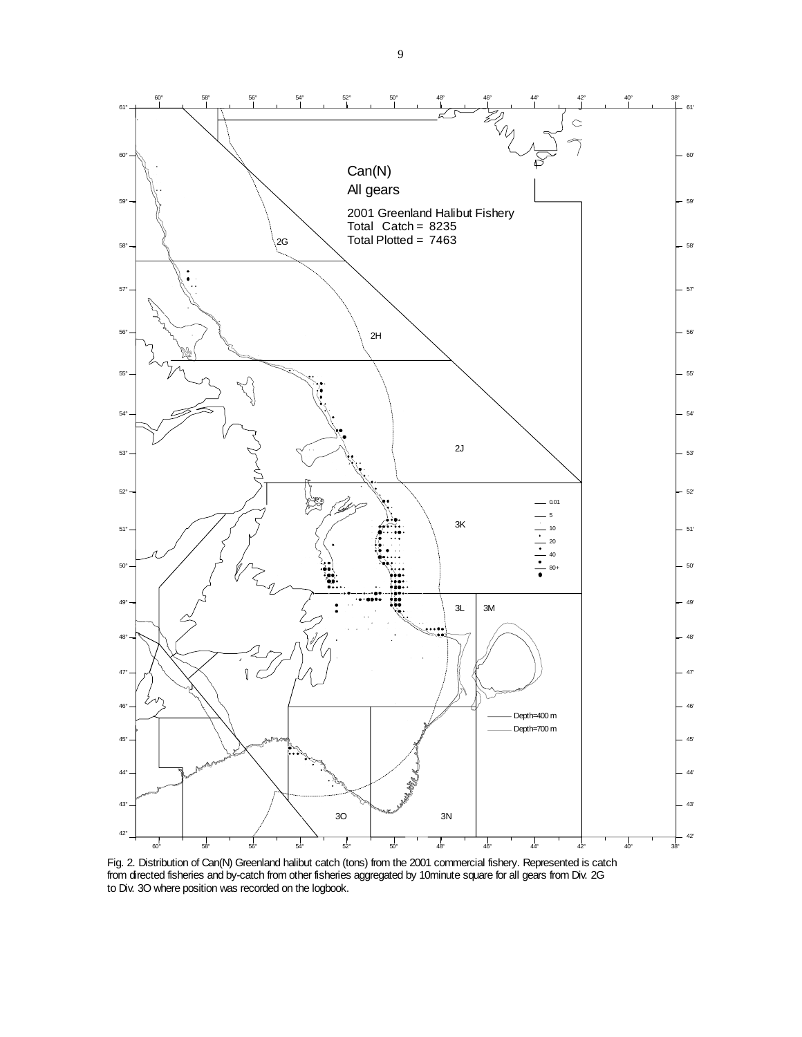Can(N)
All gears

2001 Greenland Halibut Fishery
Total Catch = 8235
Total Plotted = 7463

Fig. 2. Distribution of Can(N) Greenland halibut catch (tons) from the 2001 commercial fishery. Represented is catch from directed fisheries and by-catch from other fisheries aggregated by 10minute square for all gears from Div. 2G to Div. 3O where position was recorded on the logbook.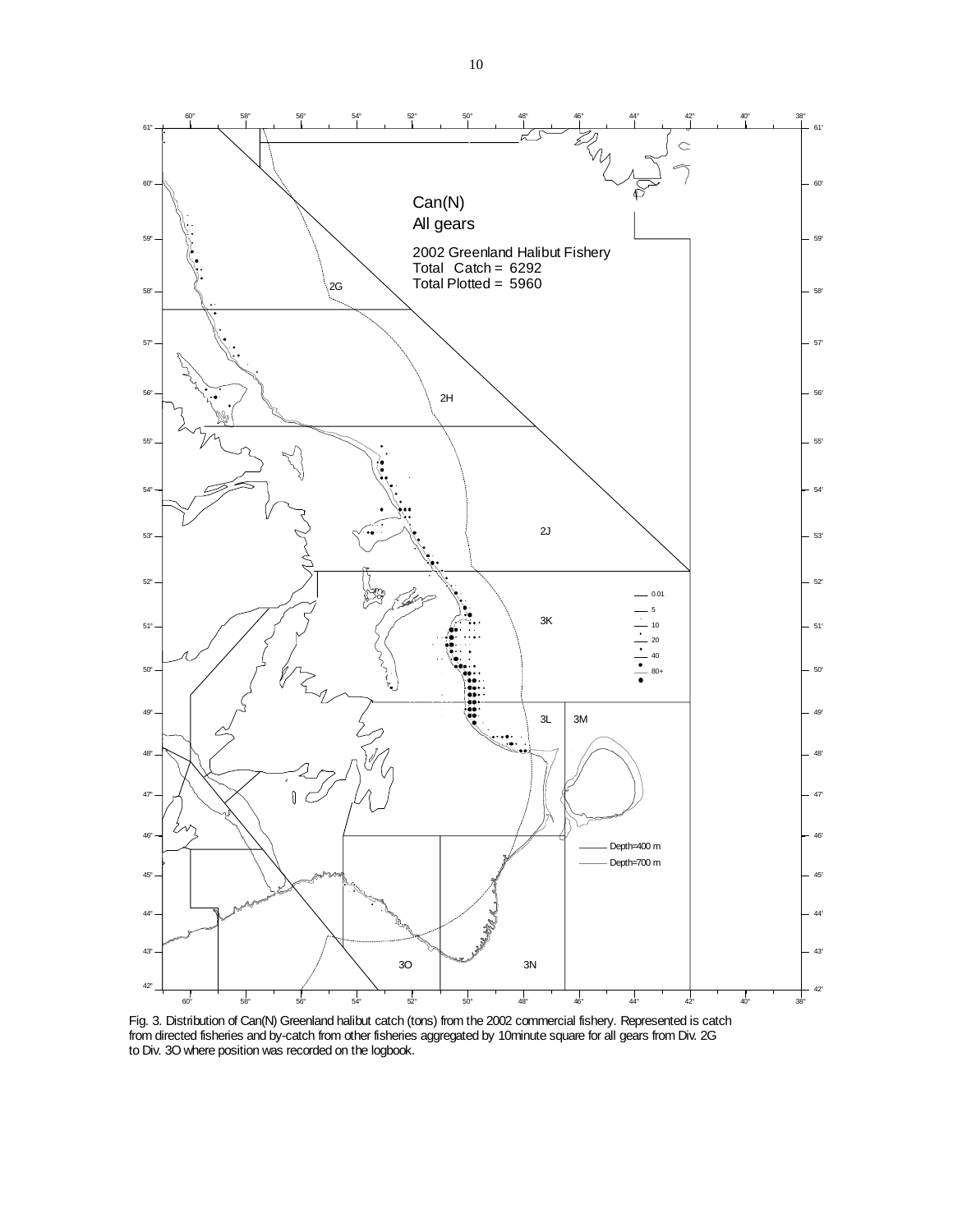Fig. 3. Distribution of Can(N) Greenland halibut catch (tons) from the 2002 commercial fishery. Represented is catch from directed fisheries and by-catch from other fisheries aggregated by 10minute square for all gears from Div. 2G to Div. 3O where position was recorded on the logbook.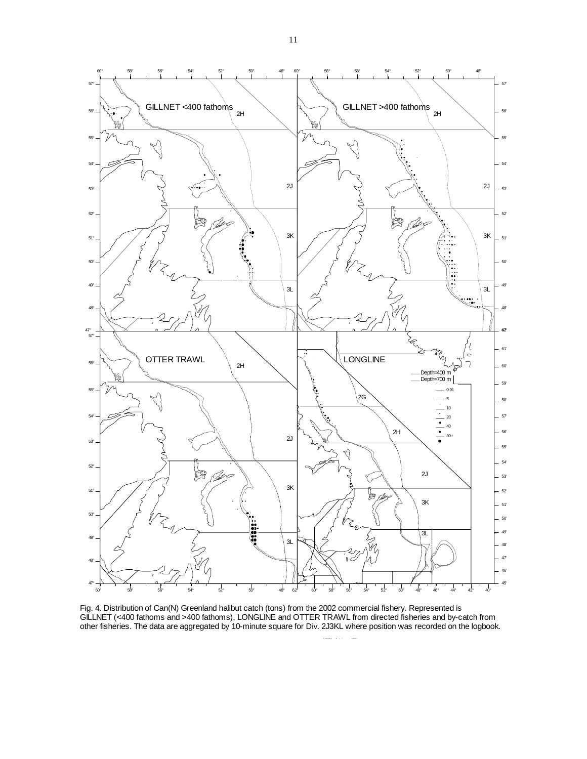Fig. 4. Distribution of Can(N) Greenland halibut catch (tons) from the 2002 commercial fishery. Represented is GILLNET (<400 fathoms and >400 fathoms), LONGLINE and OTTER TRAWL from directed fisheries and by-catch from other fisheries. The data are aggregated by 10-minute square for Div. 2J3KL where position was recorded on the logbook.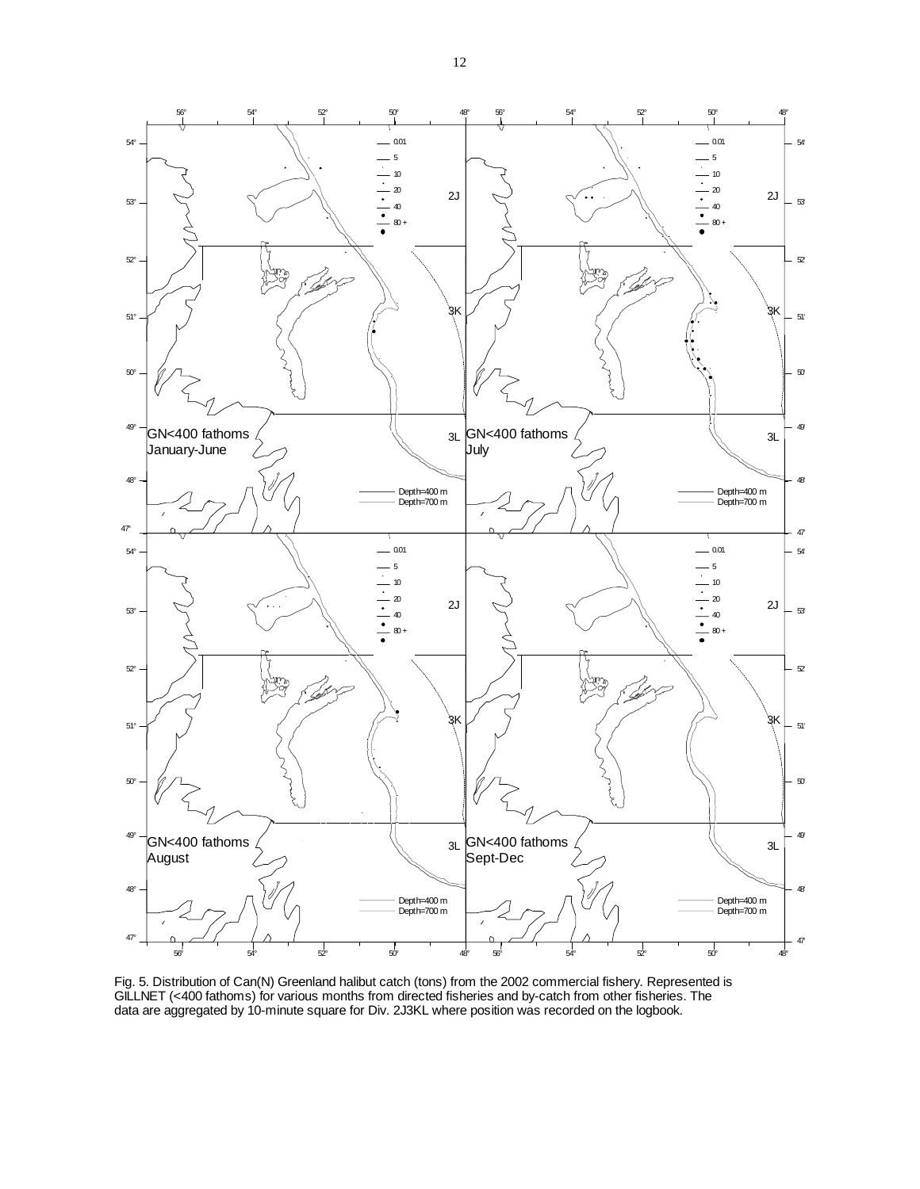Fig. 5. Distribution of Can(N) Greenland halibut catch (tons) from the 2002 commercial fishery. Represented is GILLNET (<400 fathoms) for various months from directed fisheries and by-catch from other fisheries. The data are aggregated by 10-minute square for Div. 2J3KL where position was recorded on the logbook.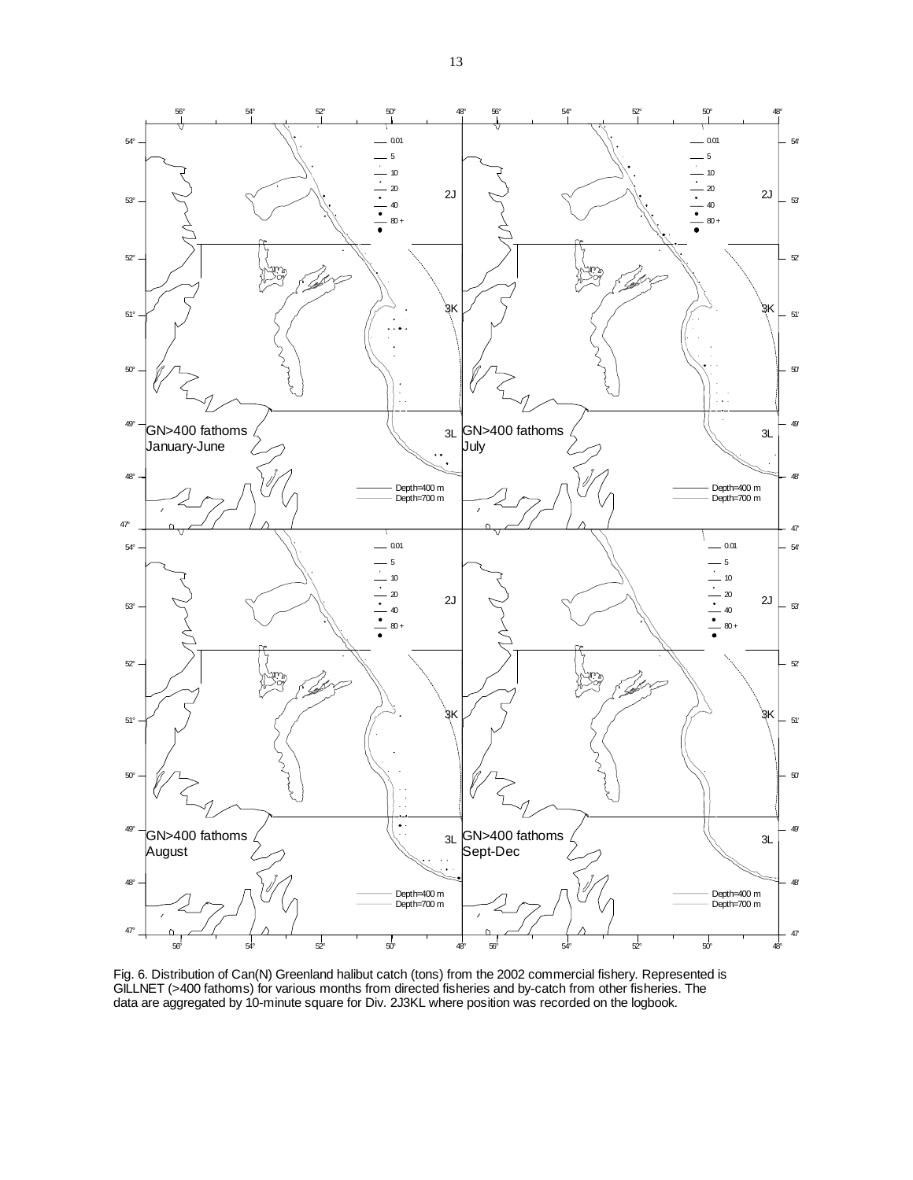Fig. 6. Distribution of Can(N) Greenland halibut catch (tons) from the 2002 commercial fishery. Represented is GILLNET (>400 fathoms) for various months from directed fisheries and by-catch from other fisheries. The data are aggregated by 10-minute square for Div. 2J3KL where position was recorded on the logbook.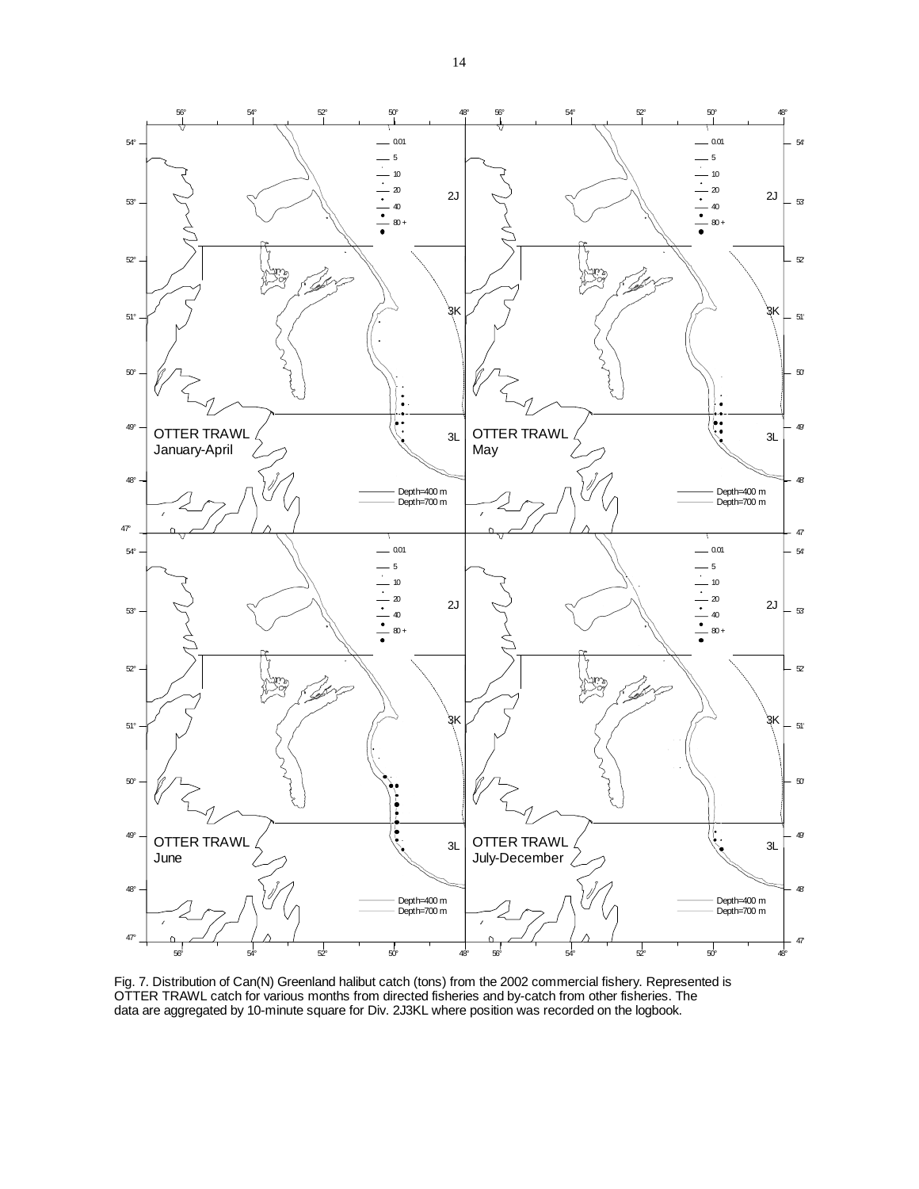56° 54° 52° 50° 48°

54° 53° 52° 51° 50° 49° 48° 47°

0.01
5
10
20
40
80 +

2J
3K
3L

OTTER TRAWL
January-April

Depth=400 m
Depth=700 m

OTTER TRAWL
May

OTTER TRAWL
June

OTTER TRAWL
July-December

Fig. 7. Distribution of Can(N) Greenland halibut catch (tons) from the 2002 commercial fishery. Represented is OTTER TRAWL catch for various months from directed fisheries and by-catch from other fisheries. The data are aggregated by 10-minute square for Div. 2J3KL where position was recorded on the logbook.